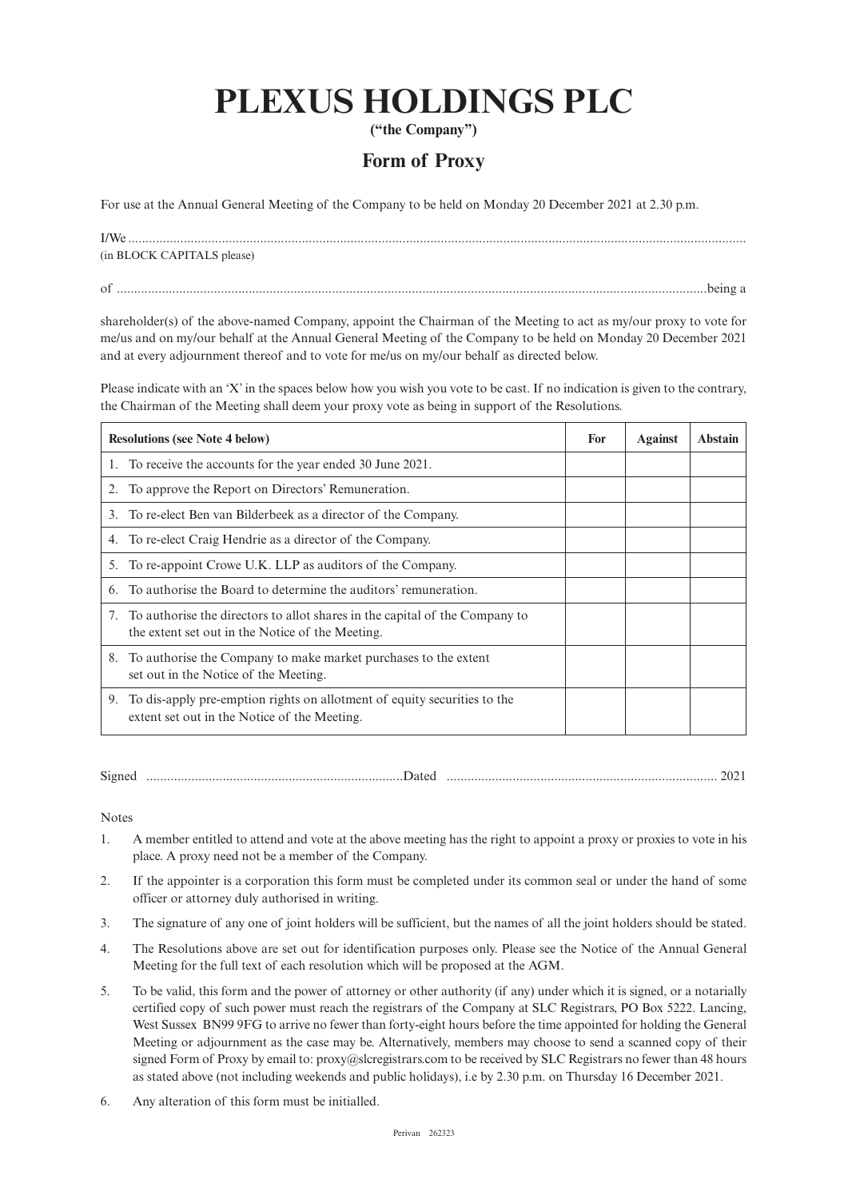# PLEXUS HOLDINGS PLC

**("the Company")**

## Form of Proxy

For use at the Annual General Meeting of the Company to be held on Monday 20 December 2021 at 2.30 p.m.

I/We ..........................................................................................................................................................................
(in BLOCK CAPITALS please)

of .........................................................................................................................................................being a

shareholder(s) of the above-named Company, appoint the Chairman of the Meeting to act as my/our proxy to vote for me/us and on my/our behalf at the Annual General Meeting of the Company to be held on Monday 20 December 2021 and at every adjournment thereof and to vote for me/us on my/our behalf as directed below.

Please indicate with an 'X' in the spaces below how you wish you vote to be cast. If no indication is given to the contrary, the Chairman of the Meeting shall deem your proxy vote as being in support of the Resolutions.

| Resolutions (see Note 4 below) | For | Against | Abstain |
|---|---|---|---|
| 1. To receive the accounts for the year ended 30 June 2021. | | | |
| 2. To approve the Report on Directors' Remuneration. | | | |
| 3. To re-elect Ben van Bilderbeek as a director of the Company. | | | |
| 4. To re-elect Craig Hendrie as a director of the Company. | | | |
| 5. To re-appoint Crowe U.K. LLP as auditors of the Company. | | | |
| 6. To authorise the Board to determine the auditors' remuneration. | | | |
| 7. To authorise the directors to allot shares in the capital of the Company to the extent set out in the Notice of the Meeting. | | | |
| 8. To authorise the Company to make market purchases to the extent set out in the Notice of the Meeting. | | | |
| 9. To dis-apply pre-emption rights on allotment of equity securities to the extent set out in the Notice of the Meeting. | | | |

Signed .........................................................................Dated ............................................................................ 2021

Notes

1. A member entitled to attend and vote at the above meeting has the right to appoint a proxy or proxies to vote in his place. A proxy need not be a member of the Company.
2. If the appointer is a corporation this form must be completed under its common seal or under the hand of some officer or attorney duly authorised in writing.
3. The signature of any one of joint holders will be sufficient, but the names of all the joint holders should be stated.
4. The Resolutions above are set out for identification purposes only. Please see the Notice of the Annual General Meeting for the full text of each resolution which will be proposed at the AGM.
5. To be valid, this form and the power of attorney or other authority (if any) under which it is signed, or a notarially certified copy of such power must reach the registrars of the Company at SLC Registrars, PO Box 5222. Lancing, West Sussex BN99 9FG to arrive no fewer than forty-eight hours before the time appointed for holding the General Meeting or adjournment as the case may be. Alternatively, members may choose to send a scanned copy of their signed Form of Proxy by email to: proxy@slcregistrars.com to be received by SLC Registrars no fewer than 48 hours as stated above (not including weekends and public holidays), i.e by 2.30 p.m. on Thursday 16 December 2021.
6. Any alteration of this form must be initialled.

Perivan 262323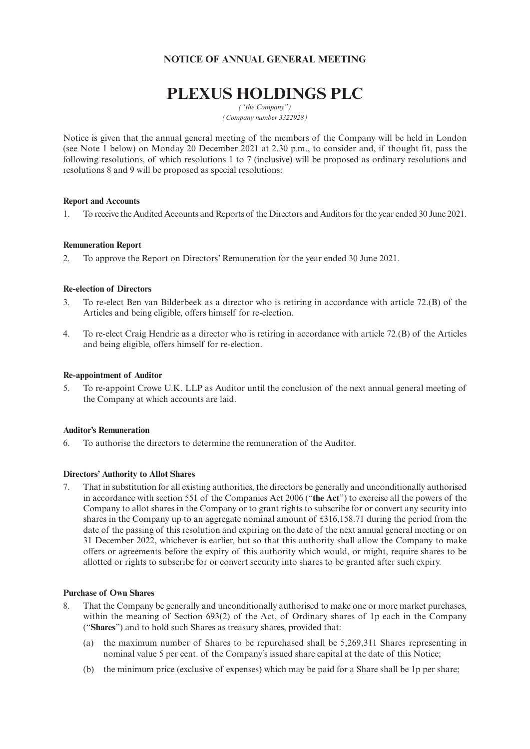**NOTICE OF ANNUAL GENERAL MEETING**

# PLEXUS HOLDINGS PLC

*("the Company")*
*(Company number 3322928)*

Notice is given that the annual general meeting of the members of the Company will be held in London (see Note 1 below) on Monday 20 December 2021 at 2.30 p.m., to consider and, if thought fit, pass the following resolutions, of which resolutions 1 to 7 (inclusive) will be proposed as ordinary resolutions and resolutions 8 and 9 will be proposed as special resolutions:

**Report and Accounts**

1. To receive the Audited Accounts and Reports of the Directors and Auditors for the year ended 30 June 2021.

**Remuneration Report**

2. To approve the Report on Directors' Remuneration for the year ended 30 June 2021.

**Re-election of Directors**

3. To re-elect Ben van Bilderbeek as a director who is retiring in accordance with article 72.(B) of the Articles and being eligible, offers himself for re-election.

4. To re-elect Craig Hendrie as a director who is retiring in accordance with article 72.(B) of the Articles and being eligible, offers himself for re-election.

**Re-appointment of Auditor**

5. To re-appoint Crowe U.K. LLP as Auditor until the conclusion of the next annual general meeting of the Company at which accounts are laid.

**Auditor's Remuneration**

6. To authorise the directors to determine the remuneration of the Auditor.

**Directors' Authority to Allot Shares**

7. That in substitution for all existing authorities, the directors be generally and unconditionally authorised in accordance with section 551 of the Companies Act 2006 ("**the Act**") to exercise all the powers of the Company to allot shares in the Company or to grant rights to subscribe for or convert any security into shares in the Company up to an aggregate nominal amount of £316,158.71 during the period from the date of the passing of this resolution and expiring on the date of the next annual general meeting or on 31 December 2022, whichever is earlier, but so that this authority shall allow the Company to make offers or agreements before the expiry of this authority which would, or might, require shares to be allotted or rights to subscribe for or convert security into shares to be granted after such expiry.

**Purchase of Own Shares**

8. That the Company be generally and unconditionally authorised to make one or more market purchases, within the meaning of Section 693(2) of the Act, of Ordinary shares of 1p each in the Company ("**Shares**") and to hold such Shares as treasury shares, provided that:

   (a) the maximum number of Shares to be repurchased shall be 5,269,311 Shares representing in nominal value 5 per cent. of the Company's issued share capital at the date of this Notice;

   (b) the minimum price (exclusive of expenses) which may be paid for a Share shall be 1p per share;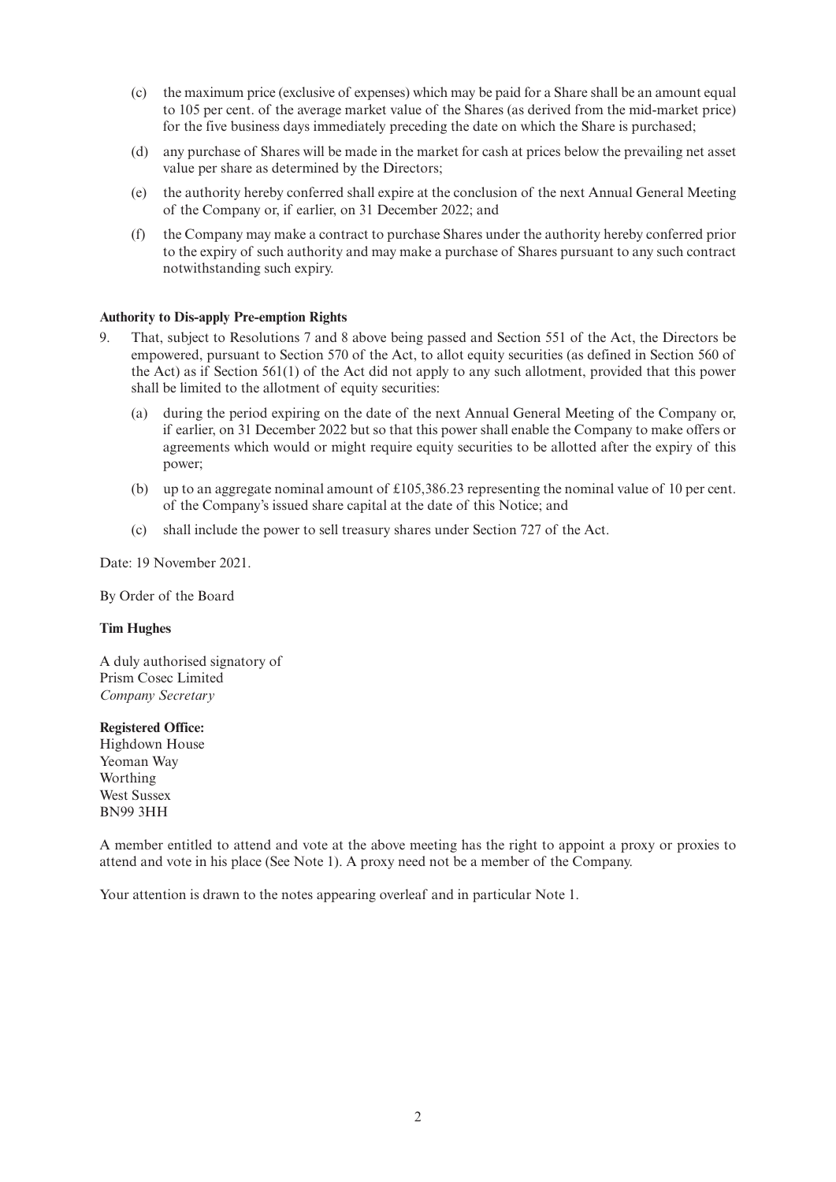(c) the maximum price (exclusive of expenses) which may be paid for a Share shall be an amount equal to 105 per cent. of the average market value of the Shares (as derived from the mid-market price) for the five business days immediately preceding the date on which the Share is purchased;

(d) any purchase of Shares will be made in the market for cash at prices below the prevailing net asset value per share as determined by the Directors;

(e) the authority hereby conferred shall expire at the conclusion of the next Annual General Meeting of the Company or, if earlier, on 31 December 2022; and

(f) the Company may make a contract to purchase Shares under the authority hereby conferred prior to the expiry of such authority and may make a purchase of Shares pursuant to any such contract notwithstanding such expiry.

**Authority to Dis-apply Pre-emption Rights**

9. That, subject to Resolutions 7 and 8 above being passed and Section 551 of the Act, the Directors be empowered, pursuant to Section 570 of the Act, to allot equity securities (as defined in Section 560 of the Act) as if Section 561(1) of the Act did not apply to any such allotment, provided that this power shall be limited to the allotment of equity securities:

   (a) during the period expiring on the date of the next Annual General Meeting of the Company or, if earlier, on 31 December 2022 but so that this power shall enable the Company to make offers or agreements which would or might require equity securities to be allotted after the expiry of this power;

   (b) up to an aggregate nominal amount of £105,386.23 representing the nominal value of 10 per cent. of the Company's issued share capital at the date of this Notice; and

   (c) shall include the power to sell treasury shares under Section 727 of the Act.

Date: 19 November 2021.

By Order of the Board

**Tim Hughes**

A duly authorised signatory of
Prism Cosec Limited
*Company Secretary*

**Registered Office:**
Highdown House
Yeoman Way
Worthing
West Sussex
BN99 3HH

A member entitled to attend and vote at the above meeting has the right to appoint a proxy or proxies to attend and vote in his place (See Note 1). A proxy need not be a member of the Company.

Your attention is drawn to the notes appearing overleaf and in particular Note 1.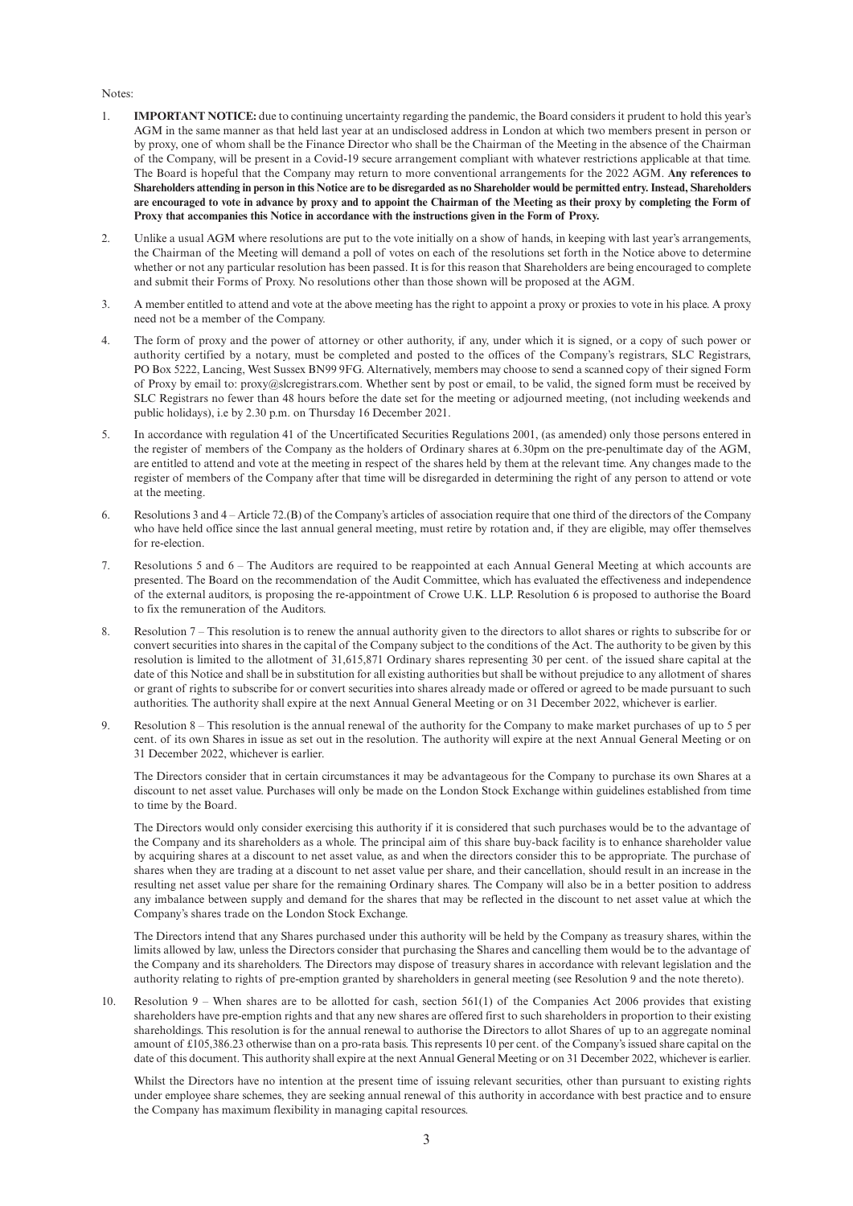Notes:

1. **IMPORTANT NOTICE:** due to continuing uncertainty regarding the pandemic, the Board considers it prudent to hold this year's AGM in the same manner as that held last year at an undisclosed address in London at which two members present in person or by proxy, one of whom shall be the Finance Director who shall be the Chairman of the Meeting in the absence of the Chairman of the Company, will be present in a Covid-19 secure arrangement compliant with whatever restrictions applicable at that time. The Board is hopeful that the Company may return to more conventional arrangements for the 2022 AGM. **Any references to Shareholders attending in person in this Notice are to be disregarded as no Shareholder would be permitted entry. Instead, Shareholders are encouraged to vote in advance by proxy and to appoint the Chairman of the Meeting as their proxy by completing the Form of Proxy that accompanies this Notice in accordance with the instructions given in the Form of Proxy.**

2. Unlike a usual AGM where resolutions are put to the vote initially on a show of hands, in keeping with last year's arrangements, the Chairman of the Meeting will demand a poll of votes on each of the resolutions set forth in the Notice above to determine whether or not any particular resolution has been passed. It is for this reason that Shareholders are being encouraged to complete and submit their Forms of Proxy. No resolutions other than those shown will be proposed at the AGM.

3. A member entitled to attend and vote at the above meeting has the right to appoint a proxy or proxies to vote in his place. A proxy need not be a member of the Company.

4. The form of proxy and the power of attorney or other authority, if any, under which it is signed, or a copy of such power or authority certified by a notary, must be completed and posted to the offices of the Company's registrars, SLC Registrars, PO Box 5222, Lancing, West Sussex BN99 9FG. Alternatively, members may choose to send a scanned copy of their signed Form of Proxy by email to: proxy@slcregistrars.com. Whether sent by post or email, to be valid, the signed form must be received by SLC Registrars no fewer than 48 hours before the date set for the meeting or adjourned meeting, (not including weekends and public holidays), i.e by 2.30 p.m. on Thursday 16 December 2021.

5. In accordance with regulation 41 of the Uncertificated Securities Regulations 2001, (as amended) only those persons entered in the register of members of the Company as the holders of Ordinary shares at 6.30pm on the pre-penultimate day of the AGM, are entitled to attend and vote at the meeting in respect of the shares held by them at the relevant time. Any changes made to the register of members of the Company after that time will be disregarded in determining the right of any person to attend or vote at the meeting.

6. Resolutions 3 and 4 – Article 72.(B) of the Company's articles of association require that one third of the directors of the Company who have held office since the last annual general meeting, must retire by rotation and, if they are eligible, may offer themselves for re-election.

7. Resolutions 5 and 6 – The Auditors are required to be reappointed at each Annual General Meeting at which accounts are presented. The Board on the recommendation of the Audit Committee, which has evaluated the effectiveness and independence of the external auditors, is proposing the re-appointment of Crowe U.K. LLP. Resolution 6 is proposed to authorise the Board to fix the remuneration of the Auditors.

8. Resolution 7 – This resolution is to renew the annual authority given to the directors to allot shares or rights to subscribe for or convert securities into shares in the capital of the Company subject to the conditions of the Act. The authority to be given by this resolution is limited to the allotment of 31,615,871 Ordinary shares representing 30 per cent. of the issued share capital at the date of this Notice and shall be in substitution for all existing authorities but shall be without prejudice to any allotment of shares or grant of rights to subscribe for or convert securities into shares already made or offered or agreed to be made pursuant to such authorities. The authority shall expire at the next Annual General Meeting or on 31 December 2022, whichever is earlier.

9. Resolution 8 – This resolution is the annual renewal of the authority for the Company to make market purchases of up to 5 per cent. of its own Shares in issue as set out in the resolution. The authority will expire at the next Annual General Meeting or on 31 December 2022, whichever is earlier.

   The Directors consider that in certain circumstances it may be advantageous for the Company to purchase its own Shares at a discount to net asset value. Purchases will only be made on the London Stock Exchange within guidelines established from time to time by the Board.

   The Directors would only consider exercising this authority if it is considered that such purchases would be to the advantage of the Company and its shareholders as a whole. The principal aim of this share buy-back facility is to enhance shareholder value by acquiring shares at a discount to net asset value, as and when the directors consider this to be appropriate. The purchase of shares when they are trading at a discount to net asset value per share, and their cancellation, should result in an increase in the resulting net asset value per share for the remaining Ordinary shares. The Company will also be in a better position to address any imbalance between supply and demand for the shares that may be reflected in the discount to net asset value at which the Company's shares trade on the London Stock Exchange.

   The Directors intend that any Shares purchased under this authority will be held by the Company as treasury shares, within the limits allowed by law, unless the Directors consider that purchasing the Shares and cancelling them would be to the advantage of the Company and its shareholders. The Directors may dispose of treasury shares in accordance with relevant legislation and the authority relating to rights of pre-emption granted by shareholders in general meeting (see Resolution 9 and the note thereto).

10. Resolution 9 – When shares are to be allotted for cash, section 561(1) of the Companies Act 2006 provides that existing shareholders have pre-emption rights and that any new shares are offered first to such shareholders in proportion to their existing shareholdings. This resolution is for the annual renewal to authorise the Directors to allot Shares of up to an aggregate nominal amount of £105,386.23 otherwise than on a pro-rata basis. This represents 10 per cent. of the Company's issued share capital on the date of this document. This authority shall expire at the next Annual General Meeting or on 31 December 2022, whichever is earlier.

    Whilst the Directors have no intention at the present time of issuing relevant securities, other than pursuant to existing rights under employee share schemes, they are seeking annual renewal of this authority in accordance with best practice and to ensure the Company has maximum flexibility in managing capital resources.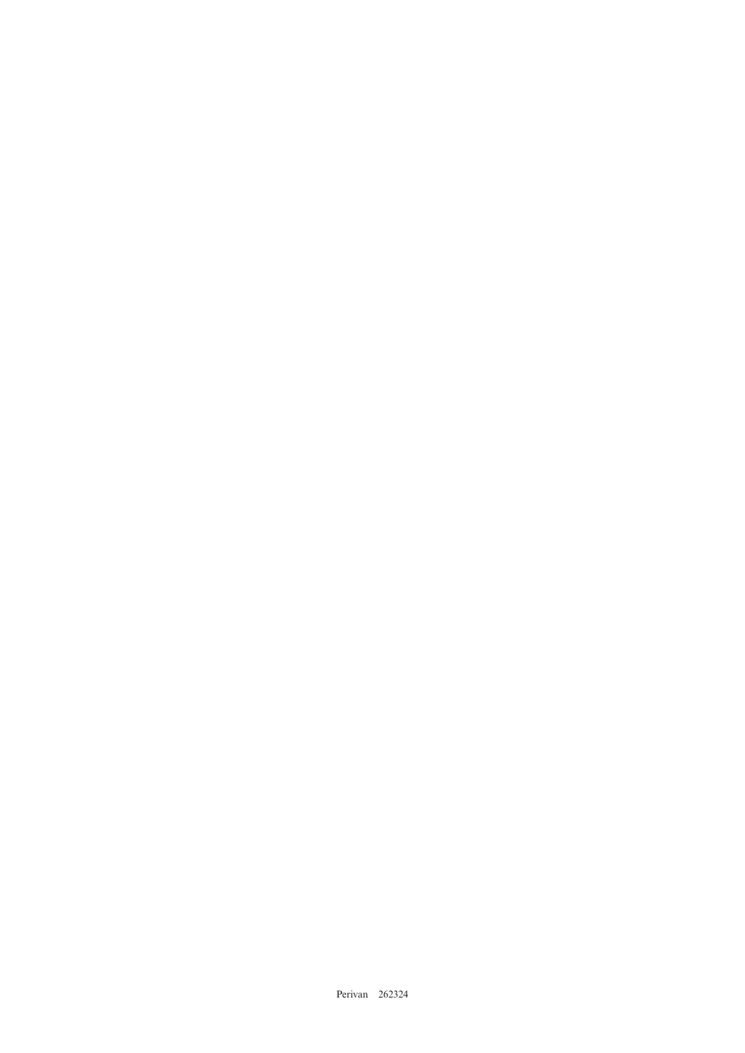Perivan 262324